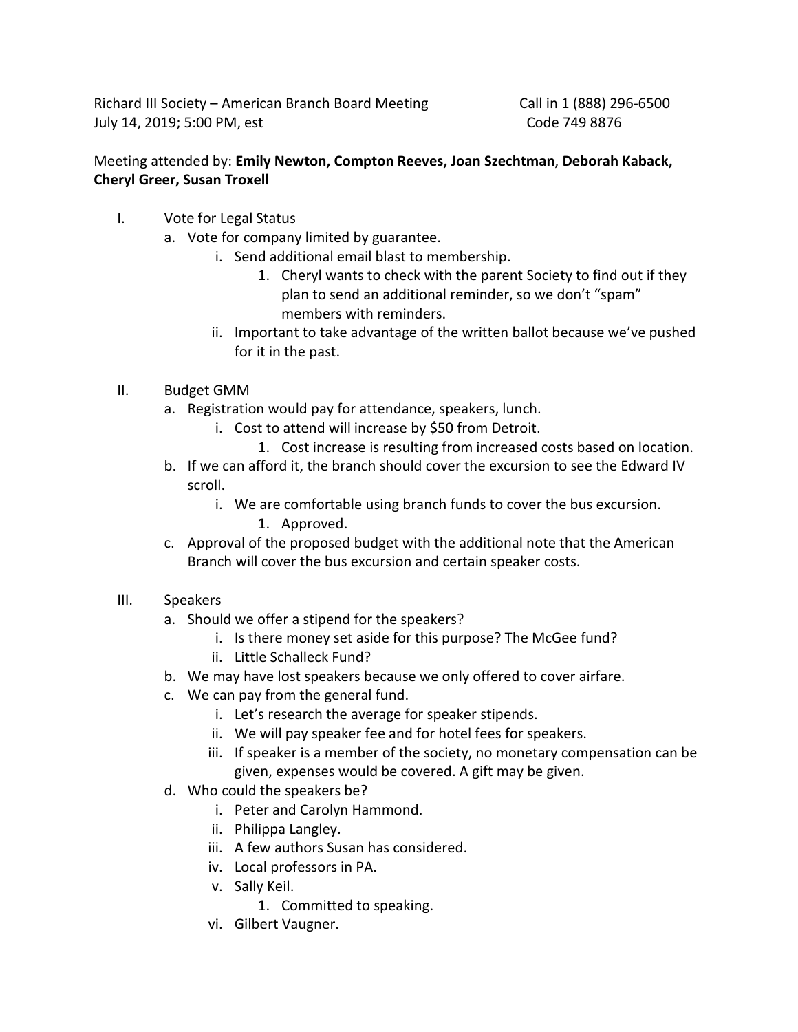Richard III Society – American Branch Board Meeting Call in 1 (888) 296-6500
July 14, 2019; 5:00 PM, est Code 749 8876

Meeting attended by: **Emily Newton, Compton Reeves, Joan Szechtman**, **Deborah Kaback, Cheryl Greer, Susan Troxell**

I. Vote for Legal Status
   a. Vote for company limited by guarantee.
      i. Send additional email blast to membership.
         1. Cheryl wants to check with the parent Society to find out if they plan to send an additional reminder, so we don't "spam" members with reminders.
      ii. Important to take advantage of the written ballot because we've pushed for it in the past.

II. Budget GMM
   a. Registration would pay for attendance, speakers, lunch.
      i. Cost to attend will increase by $50 from Detroit.
         1. Cost increase is resulting from increased costs based on location.
   b. If we can afford it, the branch should cover the excursion to see the Edward IV scroll.
      i. We are comfortable using branch funds to cover the bus excursion.
         1. Approved.
   c. Approval of the proposed budget with the additional note that the American Branch will cover the bus excursion and certain speaker costs.

III. Speakers
   a. Should we offer a stipend for the speakers?
      i. Is there money set aside for this purpose? The McGee fund?
      ii. Little Schalleck Fund?
   b. We may have lost speakers because we only offered to cover airfare.
   c. We can pay from the general fund.
      i. Let's research the average for speaker stipends.
      ii. We will pay speaker fee and for hotel fees for speakers.
      iii. If speaker is a member of the society, no monetary compensation can be given, expenses would be covered. A gift may be given.
   d. Who could the speakers be?
      i. Peter and Carolyn Hammond.
      ii. Philippa Langley.
      iii. A few authors Susan has considered.
      iv. Local professors in PA.
      v. Sally Keil.
         1. Committed to speaking.
      vi. Gilbert Vaugner.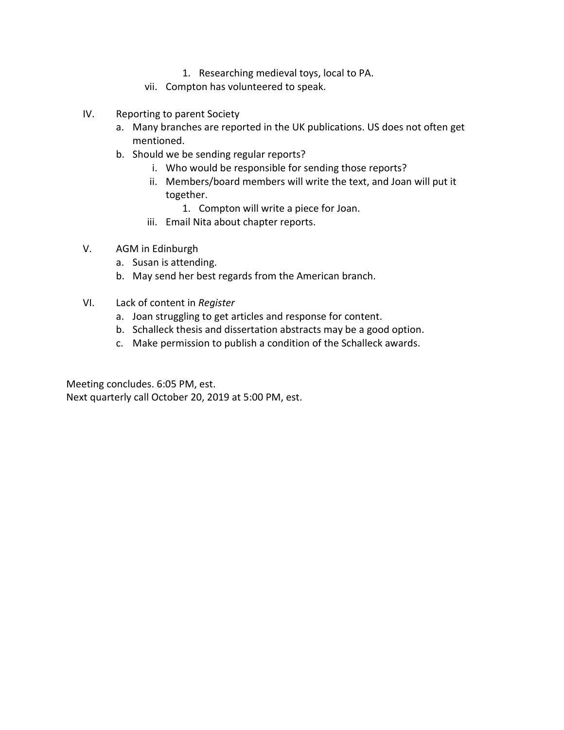1. Researching medieval toys, local to PA.
    vii. Compton has volunteered to speak.

IV. Reporting to parent Society
  a. Many branches are reported in the UK publications. US does not often get mentioned.
  b. Should we be sending regular reports?
    i. Who would be responsible for sending those reports?
    ii. Members/board members will write the text, and Joan will put it together.
      1. Compton will write a piece for Joan.
    iii. Email Nita about chapter reports.

V. AGM in Edinburgh
  a. Susan is attending.
  b. May send her best regards from the American branch.

VI. Lack of content in *Register*
  a. Joan struggling to get articles and response for content.
  b. Schalleck thesis and dissertation abstracts may be a good option.
  c. Make permission to publish a condition of the Schalleck awards.

Meeting concludes. 6:05 PM, est.
Next quarterly call October 20, 2019 at 5:00 PM, est.